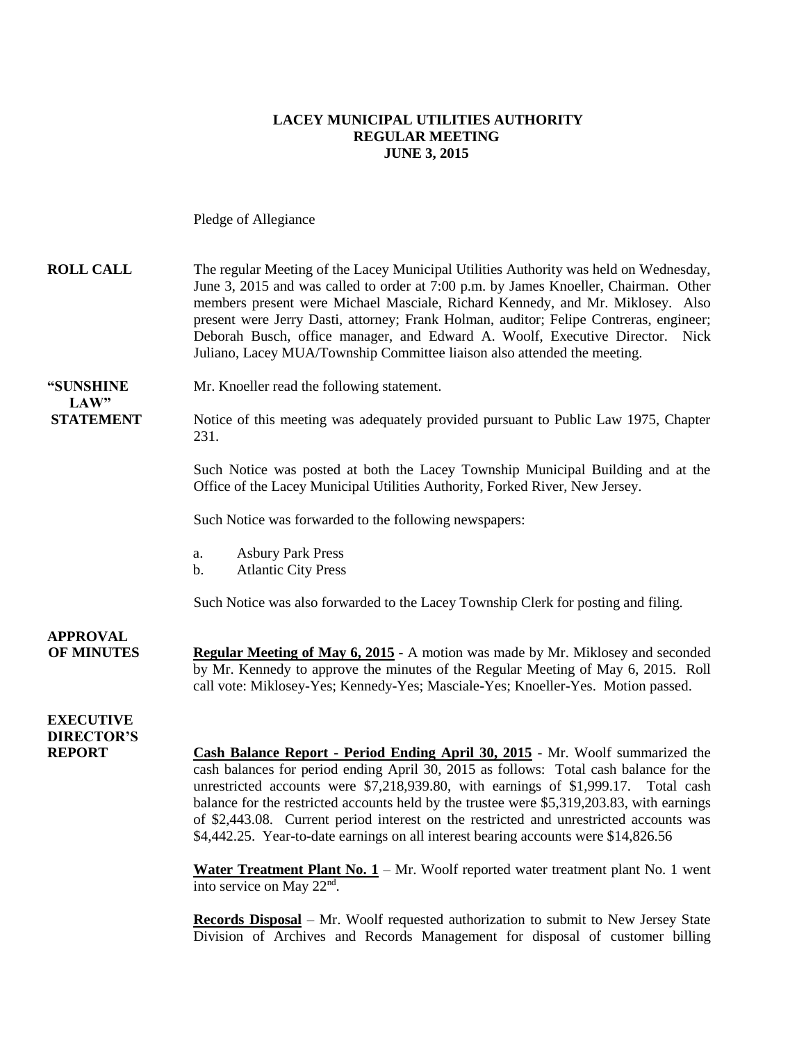**LACEY MUNICIPAL UTILITIES AUTHORITY**
**REGULAR MEETING**
**JUNE 3, 2015**

Pledge of Allegiance

**ROLL CALL** The regular Meeting of the Lacey Municipal Utilities Authority was held on Wednesday, June 3, 2015 and was called to order at 7:00 p.m. by James Knoeller, Chairman. Other members present were Michael Masciale, Richard Kennedy, and Mr. Miklosey. Also present were Jerry Dasti, attorney; Frank Holman, auditor; Felipe Contreras, engineer; Deborah Busch, office manager, and Edward A. Woolf, Executive Director. Nick Juliano, Lacey MUA/Township Committee liaison also attended the meeting.

**"SUNSHINE LAW" STATEMENT** Mr. Knoeller read the following statement.

Notice of this meeting was adequately provided pursuant to Public Law 1975, Chapter 231.

Such Notice was posted at both the Lacey Township Municipal Building and at the Office of the Lacey Municipal Utilities Authority, Forked River, New Jersey.

Such Notice was forwarded to the following newspapers:

a. Asbury Park Press
b. Atlantic City Press

Such Notice was also forwarded to the Lacey Township Clerk for posting and filing.

**APPROVAL OF MINUTES** **Regular Meeting of May 6, 2015** - A motion was made by Mr. Miklosey and seconded by Mr. Kennedy to approve the minutes of the Regular Meeting of May 6, 2015. Roll call vote: Miklosey-Yes; Kennedy-Yes; Masciale-Yes; Knoeller-Yes. Motion passed.

**EXECUTIVE DIRECTOR'S REPORT** **Cash Balance Report - Period Ending April 30, 2015** - Mr. Woolf summarized the cash balances for period ending April 30, 2015 as follows: Total cash balance for the unrestricted accounts were $7,218,939.80, with earnings of $1,999.17. Total cash balance for the restricted accounts held by the trustee were $5,319,203.83, with earnings of $2,443.08. Current period interest on the restricted and unrestricted accounts was $4,442.25. Year-to-date earnings on all interest bearing accounts were $14,826.56

**Water Treatment Plant No. 1** – Mr. Woolf reported water treatment plant No. 1 went into service on May 22nd.

**Records Disposal** – Mr. Woolf requested authorization to submit to New Jersey State Division of Archives and Records Management for disposal of customer billing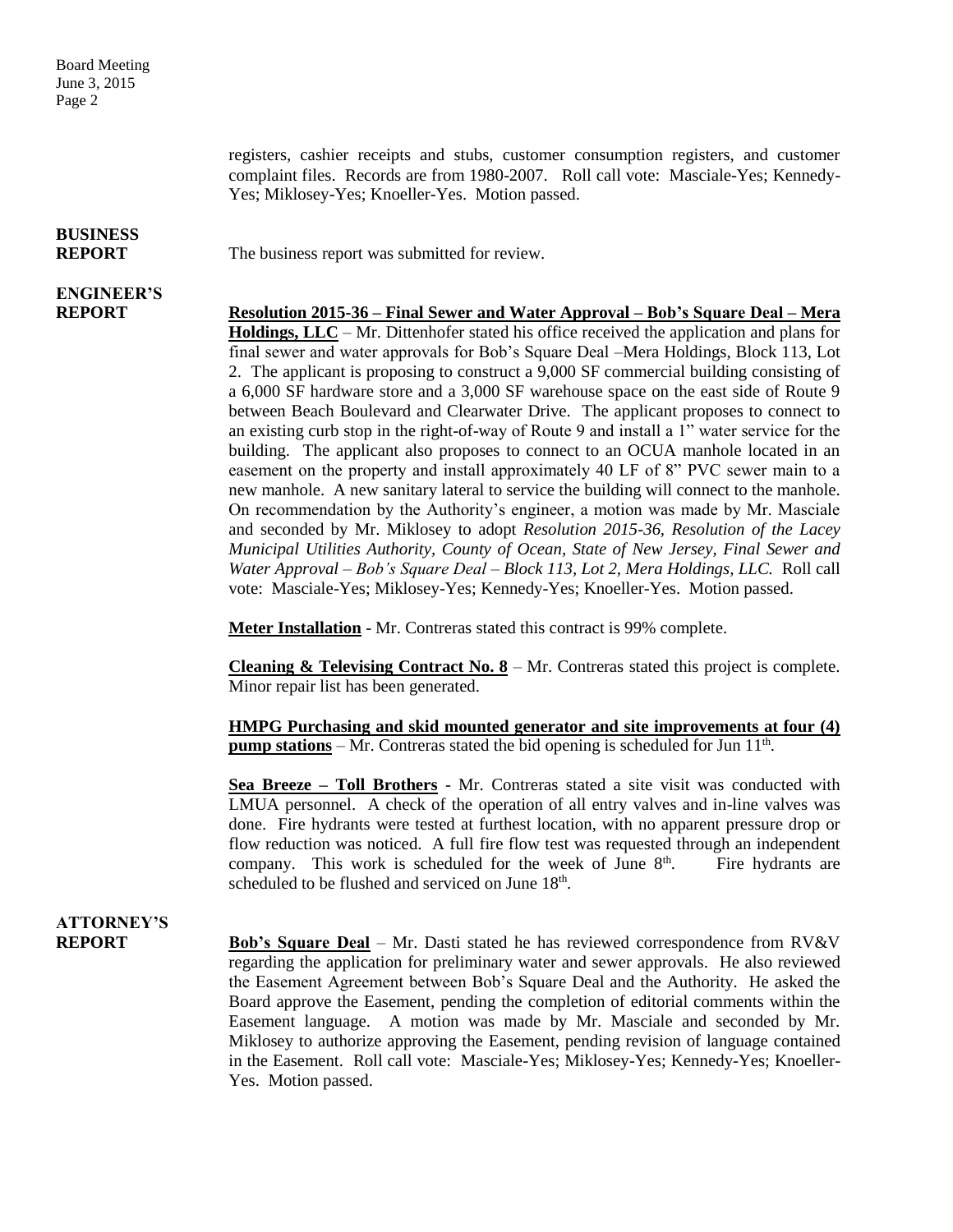registers, cashier receipts and stubs, customer consumption registers, and customer complaint files. Records are from 1980-2007. Roll call vote: Masciale-Yes; Kennedy-Yes; Miklosey-Yes; Knoeller-Yes. Motion passed.

**BUSINESS REPORT**

The business report was submitted for review.

**ENGINEER'S REPORT**

**Resolution 2015-36 – Final Sewer and Water Approval – Bob's Square Deal – Mera Holdings, LLC** – Mr. Dittenhofer stated his office received the application and plans for final sewer and water approvals for Bob's Square Deal –Mera Holdings, Block 113, Lot 2. The applicant is proposing to construct a 9,000 SF commercial building consisting of a 6,000 SF hardware store and a 3,000 SF warehouse space on the east side of Route 9 between Beach Boulevard and Clearwater Drive. The applicant proposes to connect to an existing curb stop in the right-of-way of Route 9 and install a 1" water service for the building. The applicant also proposes to connect to an OCUA manhole located in an easement on the property and install approximately 40 LF of 8" PVC sewer main to a new manhole. A new sanitary lateral to service the building will connect to the manhole. On recommendation by the Authority's engineer, a motion was made by Mr. Masciale and seconded by Mr. Miklosey to adopt *Resolution 2015-36, Resolution of the Lacey Municipal Utilities Authority, County of Ocean, State of New Jersey, Final Sewer and Water Approval – Bob's Square Deal – Block 113, Lot 2, Mera Holdings, LLC.* Roll call vote: Masciale-Yes; Miklosey-Yes; Kennedy-Yes; Knoeller-Yes. Motion passed.

**Meter Installation** - Mr. Contreras stated this contract is 99% complete.

**Cleaning & Televising Contract No. 8** – Mr. Contreras stated this project is complete. Minor repair list has been generated.

**HMPG Purchasing and skid mounted generator and site improvements at four (4) pump stations** – Mr. Contreras stated the bid opening is scheduled for Jun 11th.

**Sea Breeze – Toll Brothers** - Mr. Contreras stated a site visit was conducted with LMUA personnel. A check of the operation of all entry valves and in-line valves was done. Fire hydrants were tested at furthest location, with no apparent pressure drop or flow reduction was noticed. A full fire flow test was requested through an independent company. This work is scheduled for the week of June 8th. Fire hydrants are scheduled to be flushed and serviced on June 18th.

**ATTORNEY'S REPORT**

**Bob's Square Deal** – Mr. Dasti stated he has reviewed correspondence from RV&V regarding the application for preliminary water and sewer approvals. He also reviewed the Easement Agreement between Bob's Square Deal and the Authority. He asked the Board approve the Easement, pending the completion of editorial comments within the Easement language. A motion was made by Mr. Masciale and seconded by Mr. Miklosey to authorize approving the Easement, pending revision of language contained in the Easement. Roll call vote: Masciale-Yes; Miklosey-Yes; Kennedy-Yes; Knoeller-Yes. Motion passed.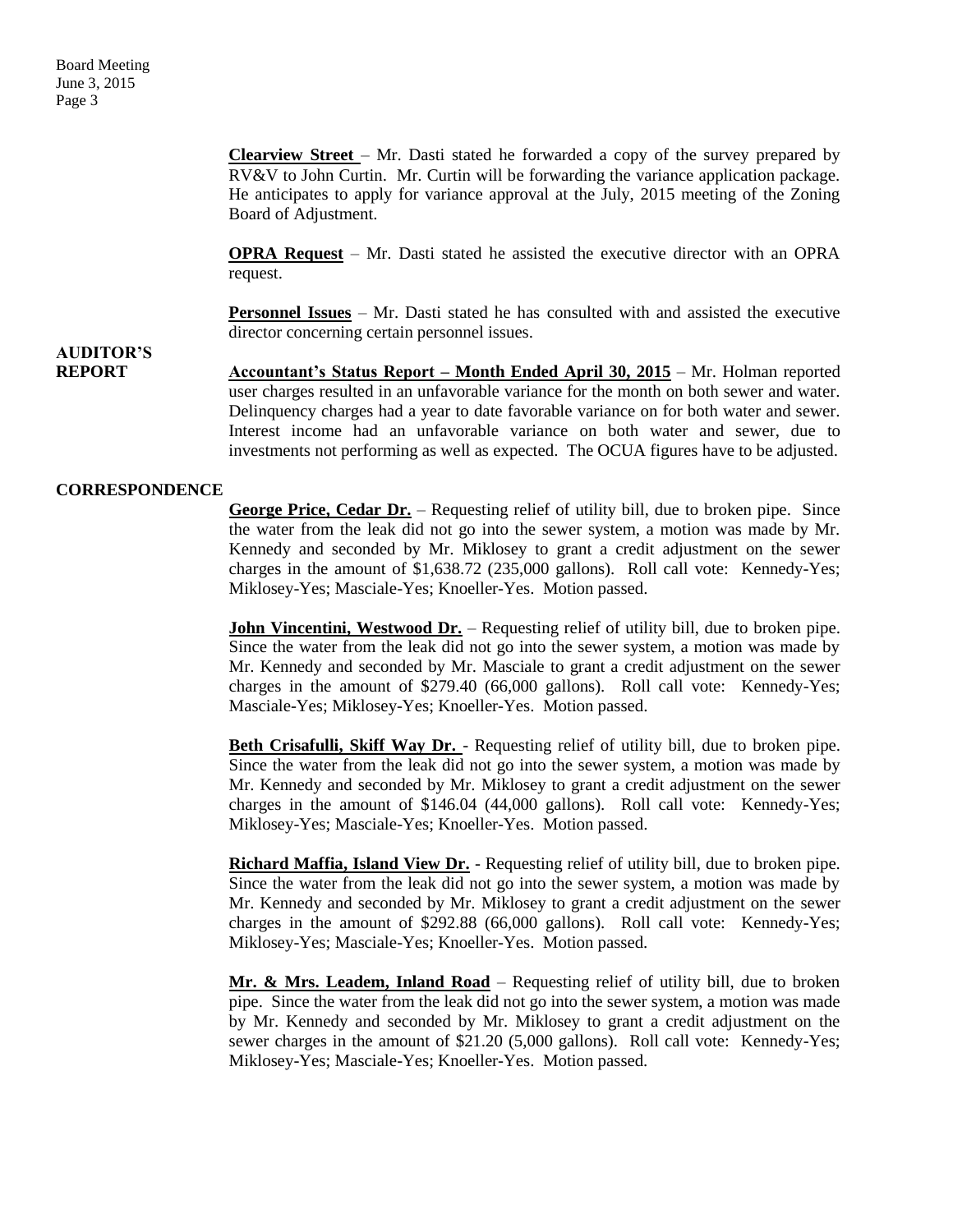**Clearview Street** – Mr. Dasti stated he forwarded a copy of the survey prepared by RV&V to John Curtin. Mr. Curtin will be forwarding the variance application package. He anticipates to apply for variance approval at the July, 2015 meeting of the Zoning Board of Adjustment.

**OPRA Request** – Mr. Dasti stated he assisted the executive director with an OPRA request.

**Personnel Issues** – Mr. Dasti stated he has consulted with and assisted the executive director concerning certain personnel issues.

## AUDITOR'S REPORT

**Accountant's Status Report – Month Ended April 30, 2015** – Mr. Holman reported user charges resulted in an unfavorable variance for the month on both sewer and water. Delinquency charges had a year to date favorable variance on for both water and sewer. Interest income had an unfavorable variance on both water and sewer, due to investments not performing as well as expected. The OCUA figures have to be adjusted.

## CORRESPONDENCE

**George Price, Cedar Dr.** – Requesting relief of utility bill, due to broken pipe. Since the water from the leak did not go into the sewer system, a motion was made by Mr. Kennedy and seconded by Mr. Miklosey to grant a credit adjustment on the sewer charges in the amount of $1,638.72 (235,000 gallons). Roll call vote: Kennedy-Yes; Miklosey-Yes; Masciale-Yes; Knoeller-Yes. Motion passed.

**John Vincentini, Westwood Dr.** – Requesting relief of utility bill, due to broken pipe. Since the water from the leak did not go into the sewer system, a motion was made by Mr. Kennedy and seconded by Mr. Masciale to grant a credit adjustment on the sewer charges in the amount of $279.40 (66,000 gallons). Roll call vote: Kennedy-Yes; Masciale-Yes; Miklosey-Yes; Knoeller-Yes. Motion passed.

**Beth Crisafulli, Skiff Way Dr.** - Requesting relief of utility bill, due to broken pipe. Since the water from the leak did not go into the sewer system, a motion was made by Mr. Kennedy and seconded by Mr. Miklosey to grant a credit adjustment on the sewer charges in the amount of $146.04 (44,000 gallons). Roll call vote: Kennedy-Yes; Miklosey-Yes; Masciale-Yes; Knoeller-Yes. Motion passed.

**Richard Maffia, Island View Dr.** - Requesting relief of utility bill, due to broken pipe. Since the water from the leak did not go into the sewer system, a motion was made by Mr. Kennedy and seconded by Mr. Miklosey to grant a credit adjustment on the sewer charges in the amount of $292.88 (66,000 gallons). Roll call vote: Kennedy-Yes; Miklosey-Yes; Masciale-Yes; Knoeller-Yes. Motion passed.

**Mr. & Mrs. Leadem, Inland Road** – Requesting relief of utility bill, due to broken pipe. Since the water from the leak did not go into the sewer system, a motion was made by Mr. Kennedy and seconded by Mr. Miklosey to grant a credit adjustment on the sewer charges in the amount of $21.20 (5,000 gallons). Roll call vote: Kennedy-Yes; Miklosey-Yes; Masciale-Yes; Knoeller-Yes. Motion passed.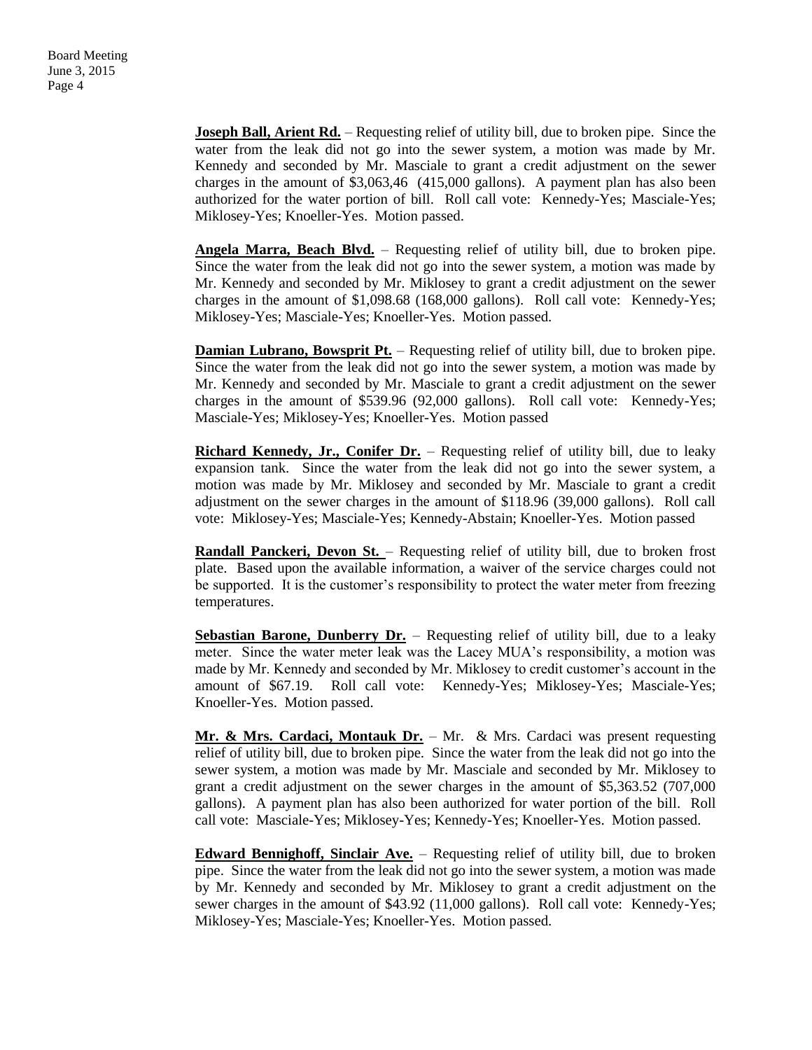**Joseph Ball, Arient Rd.** – Requesting relief of utility bill, due to broken pipe. Since the water from the leak did not go into the sewer system, a motion was made by Mr. Kennedy and seconded by Mr. Masciale to grant a credit adjustment on the sewer charges in the amount of $3,063,46 (415,000 gallons). A payment plan has also been authorized for the water portion of bill. Roll call vote: Kennedy-Yes; Masciale-Yes; Miklosey-Yes; Knoeller-Yes. Motion passed.

**Angela Marra, Beach Blvd.** – Requesting relief of utility bill, due to broken pipe. Since the water from the leak did not go into the sewer system, a motion was made by Mr. Kennedy and seconded by Mr. Miklosey to grant a credit adjustment on the sewer charges in the amount of $1,098.68 (168,000 gallons). Roll call vote: Kennedy-Yes; Miklosey-Yes; Masciale-Yes; Knoeller-Yes. Motion passed.

**Damian Lubrano, Bowsprit Pt.** – Requesting relief of utility bill, due to broken pipe. Since the water from the leak did not go into the sewer system, a motion was made by Mr. Kennedy and seconded by Mr. Masciale to grant a credit adjustment on the sewer charges in the amount of $539.96 (92,000 gallons). Roll call vote: Kennedy-Yes; Masciale-Yes; Miklosey-Yes; Knoeller-Yes. Motion passed

**Richard Kennedy, Jr., Conifer Dr.** – Requesting relief of utility bill, due to leaky expansion tank. Since the water from the leak did not go into the sewer system, a motion was made by Mr. Miklosey and seconded by Mr. Masciale to grant a credit adjustment on the sewer charges in the amount of $118.96 (39,000 gallons). Roll call vote: Miklosey-Yes; Masciale-Yes; Kennedy-Abstain; Knoeller-Yes. Motion passed

**Randall Panckeri, Devon St.** – Requesting relief of utility bill, due to broken frost plate. Based upon the available information, a waiver of the service charges could not be supported. It is the customer's responsibility to protect the water meter from freezing temperatures.

**Sebastian Barone, Dunberry Dr.** – Requesting relief of utility bill, due to a leaky meter. Since the water meter leak was the Lacey MUA's responsibility, a motion was made by Mr. Kennedy and seconded by Mr. Miklosey to credit customer's account in the amount of $67.19. Roll call vote: Kennedy-Yes; Miklosey-Yes; Masciale-Yes; Knoeller-Yes. Motion passed.

**Mr. & Mrs. Cardaci, Montauk Dr.** – Mr. & Mrs. Cardaci was present requesting relief of utility bill, due to broken pipe. Since the water from the leak did not go into the sewer system, a motion was made by Mr. Masciale and seconded by Mr. Miklosey to grant a credit adjustment on the sewer charges in the amount of $5,363.52 (707,000 gallons). A payment plan has also been authorized for water portion of the bill. Roll call vote: Masciale-Yes; Miklosey-Yes; Kennedy-Yes; Knoeller-Yes. Motion passed.

**Edward Bennighoff, Sinclair Ave.** – Requesting relief of utility bill, due to broken pipe. Since the water from the leak did not go into the sewer system, a motion was made by Mr. Kennedy and seconded by Mr. Miklosey to grant a credit adjustment on the sewer charges in the amount of $43.92 (11,000 gallons). Roll call vote: Kennedy-Yes; Miklosey-Yes; Masciale-Yes; Knoeller-Yes. Motion passed.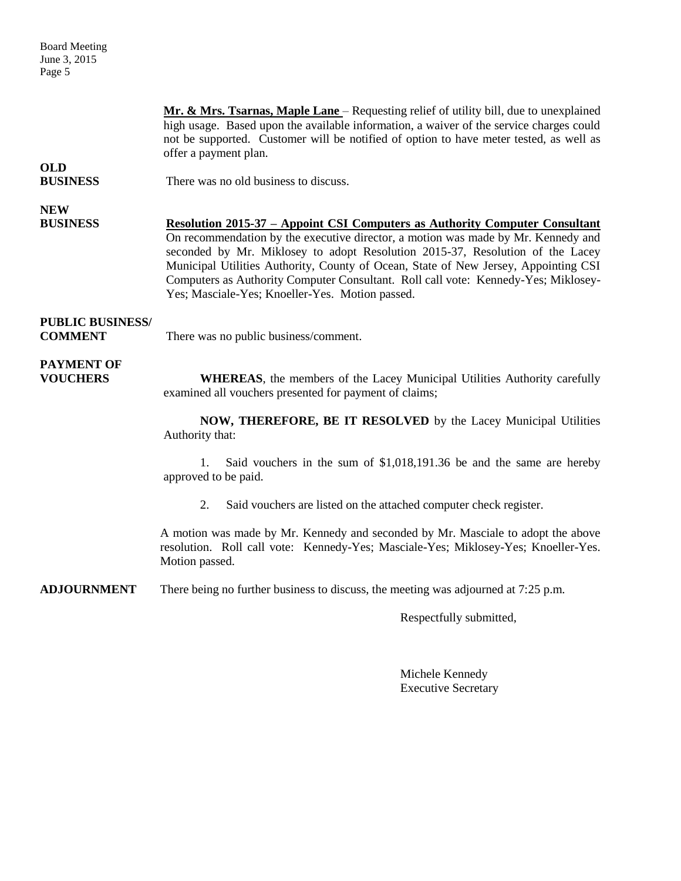**Mr. & Mrs. Tsarnas, Maple Lane** – Requesting relief of utility bill, due to unexplained high usage. Based upon the available information, a waiver of the service charges could not be supported. Customer will be notified of option to have meter tested, as well as offer a payment plan.

**OLD BUSINESS**

There was no old business to discuss.

**NEW BUSINESS**

**Resolution 2015-37 – Appoint CSI Computers as Authority Computer Consultant**
On recommendation by the executive director, a motion was made by Mr. Kennedy and seconded by Mr. Miklosey to adopt Resolution 2015-37, Resolution of the Lacey Municipal Utilities Authority, County of Ocean, State of New Jersey, Appointing CSI Computers as Authority Computer Consultant. Roll call vote: Kennedy-Yes; Miklosey-Yes; Masciale-Yes; Knoeller-Yes. Motion passed.

**PUBLIC BUSINESS/ COMMENT**

There was no public business/comment.

**PAYMENT OF VOUCHERS**

**WHEREAS**, the members of the Lacey Municipal Utilities Authority carefully examined all vouchers presented for payment of claims;

**NOW, THEREFORE, BE IT RESOLVED** by the Lacey Municipal Utilities Authority that:

1. Said vouchers in the sum of $1,018,191.36 be and the same are hereby approved to be paid.

2. Said vouchers are listed on the attached computer check register.

A motion was made by Mr. Kennedy and seconded by Mr. Masciale to adopt the above resolution. Roll call vote: Kennedy-Yes; Masciale-Yes; Miklosey-Yes; Knoeller-Yes. Motion passed.

**ADJOURNMENT**

There being no further business to discuss, the meeting was adjourned at 7:25 p.m.

Respectfully submitted,

Michele Kennedy
Executive Secretary